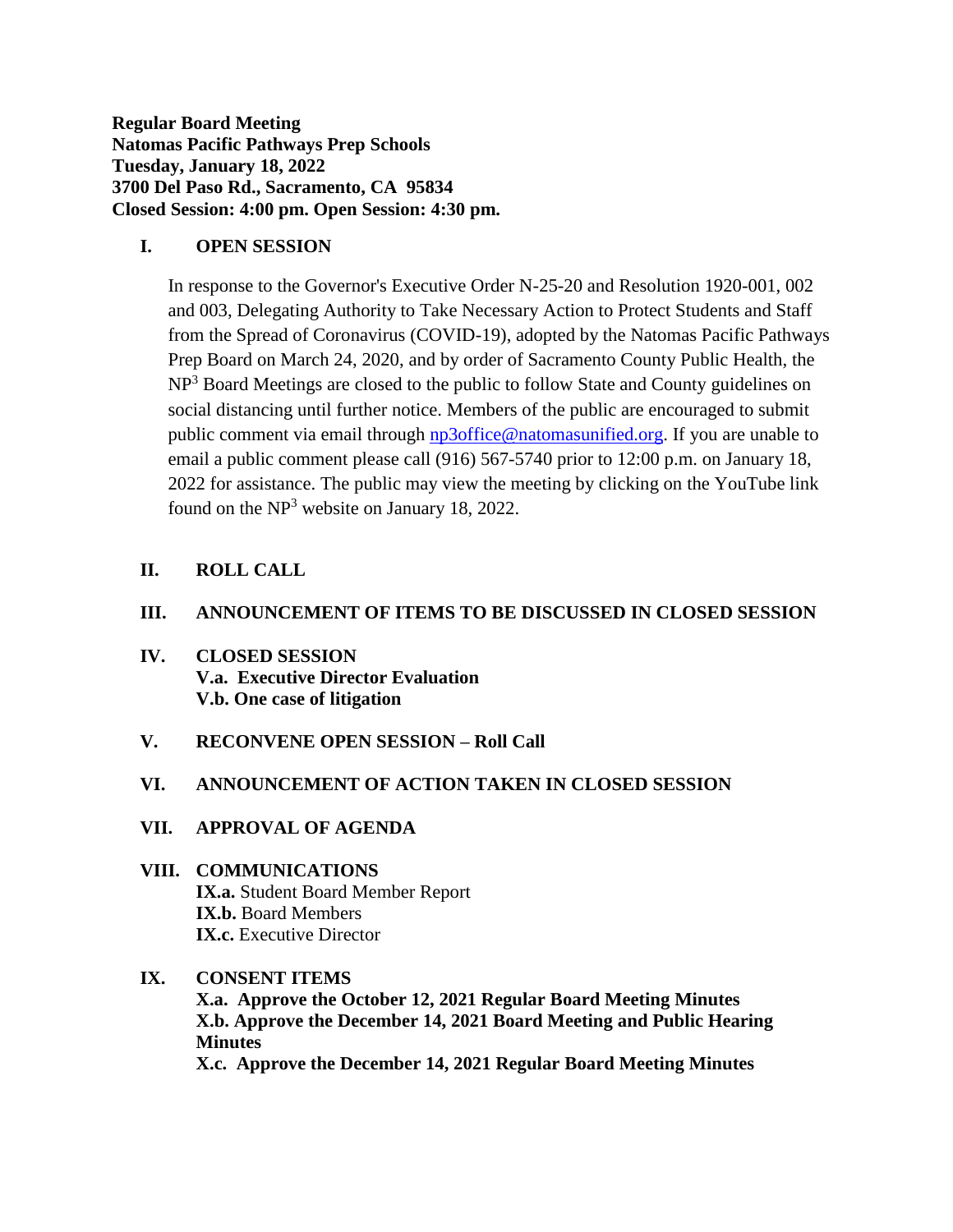**Regular Board Meeting**
**Natomas Pacific Pathways Prep Schools**
**Tuesday, January 18, 2022**
**3700 Del Paso Rd., Sacramento, CA 95834**
**Closed Session: 4:00 pm. Open Session: 4:30 pm.**

## I. OPEN SESSION

In response to the Governor's Executive Order N-25-20 and Resolution 1920-001, 002 and 003, Delegating Authority to Take Necessary Action to Protect Students and Staff from the Spread of Coronavirus (COVID-19), adopted by the Natomas Pacific Pathways Prep Board on March 24, 2020, and by order of Sacramento County Public Health, the NP$^3$ Board Meetings are closed to the public to follow State and County guidelines on social distancing until further notice. Members of the public are encouraged to submit public comment via email through np3office@natomasunified.org. If you are unable to email a public comment please call (916) 567-5740 prior to 12:00 p.m. on January 18, 2022 for assistance. The public may view the meeting by clicking on the YouTube link found on the NP$^3$ website on January 18, 2022.

## II. ROLL CALL

## III. ANNOUNCEMENT OF ITEMS TO BE DISCUSSED IN CLOSED SESSION

## IV. CLOSED SESSION

**V.a. Executive Director Evaluation**
**V.b. One case of litigation**

## V. RECONVENE OPEN SESSION – Roll Call

## VI. ANNOUNCEMENT OF ACTION TAKEN IN CLOSED SESSION

## VII. APPROVAL OF AGENDA

## VIII. COMMUNICATIONS

**IX.a.** Student Board Member Report
**IX.b.** Board Members
**IX.c.** Executive Director

## IX. CONSENT ITEMS

**X.a. Approve the October 12, 2021 Regular Board Meeting Minutes**
**X.b. Approve the December 14, 2021 Board Meeting and Public Hearing Minutes**
**X.c. Approve the December 14, 2021 Regular Board Meeting Minutes**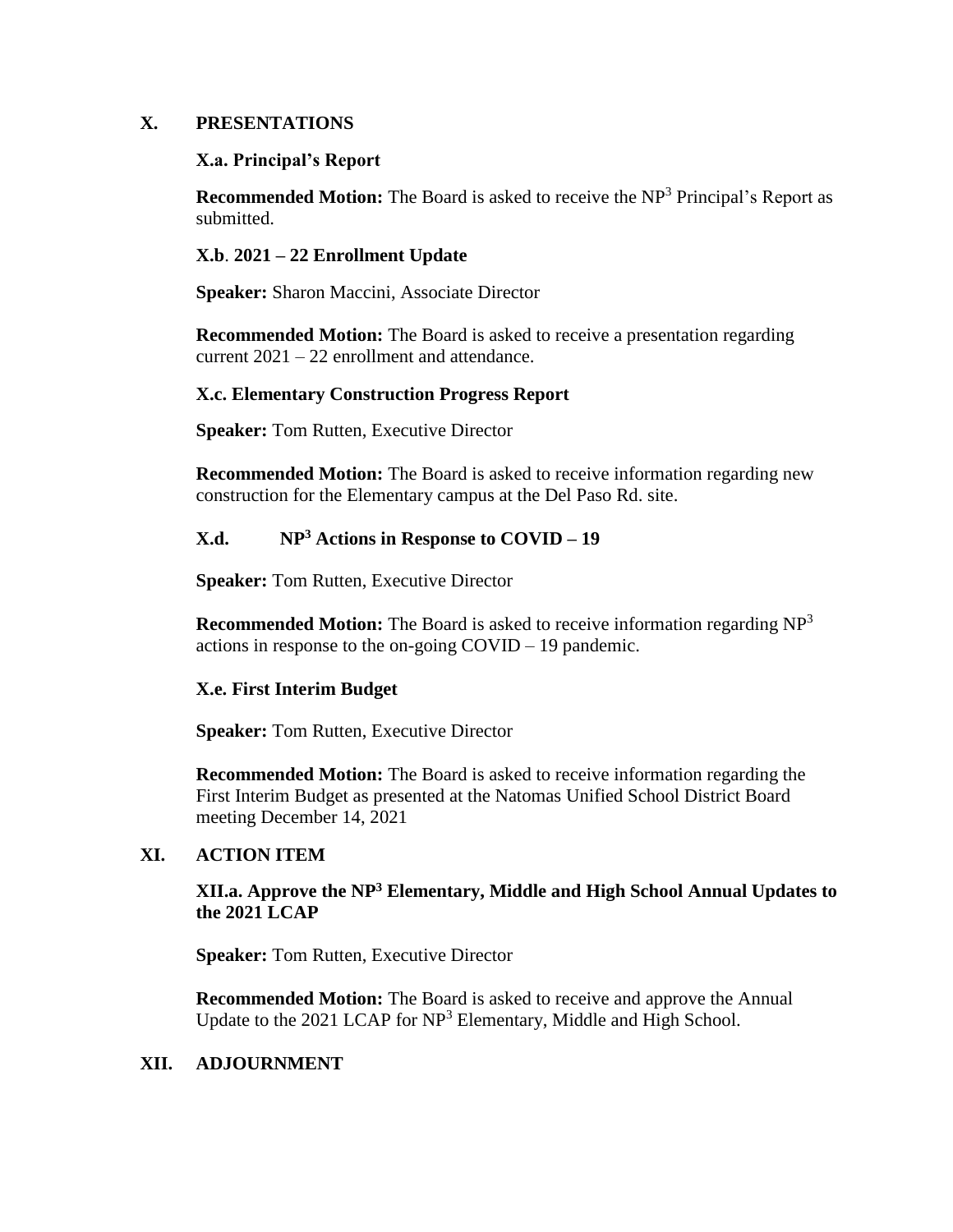## X. PRESENTATIONS

### X.a. Principal's Report

**Recommended Motion:** The Board is asked to receive the $NP^3$ Principal's Report as submitted.

### X.b. 2021 – 22 Enrollment Update

**Speaker:** Sharon Maccini, Associate Director

**Recommended Motion:** The Board is asked to receive a presentation regarding current 2021 – 22 enrollment and attendance.

### X.c. Elementary Construction Progress Report

**Speaker:** Tom Rutten, Executive Director

**Recommended Motion:** The Board is asked to receive information regarding new construction for the Elementary campus at the Del Paso Rd. site.

### X.d. $NP^3$ Actions in Response to COVID – 19

**Speaker:** Tom Rutten, Executive Director

**Recommended Motion:** The Board is asked to receive information regarding $NP^3$ actions in response to the on-going COVID – 19 pandemic.

### X.e. First Interim Budget

**Speaker:** Tom Rutten, Executive Director

**Recommended Motion:** The Board is asked to receive information regarding the First Interim Budget as presented at the Natomas Unified School District Board meeting December 14, 2021

## XI. ACTION ITEM

### XII.a. Approve the $NP^3$ Elementary, Middle and High School Annual Updates to the 2021 LCAP

**Speaker:** Tom Rutten, Executive Director

**Recommended Motion:** The Board is asked to receive and approve the Annual Update to the 2021 LCAP for $NP^3$ Elementary, Middle and High School.

## XII. ADJOURNMENT